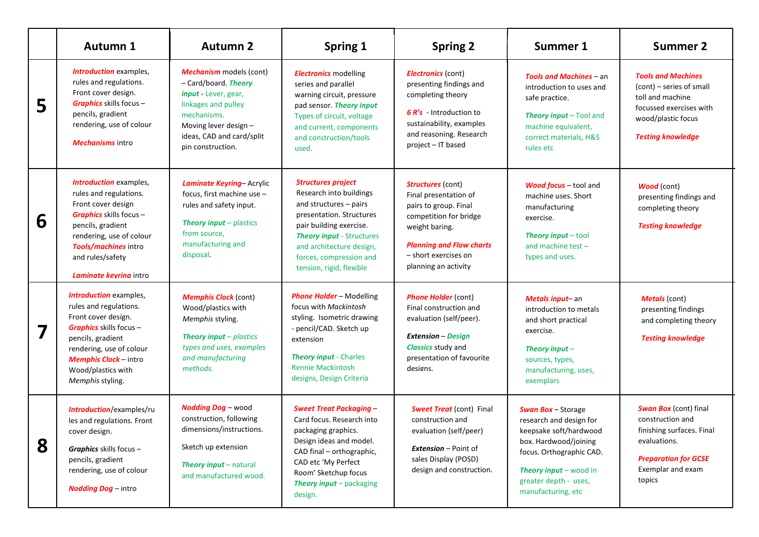| | Autumn 1 | Autumn 2 | Spring 1 | Spring 2 | Summer 1 | Summer 2 |
|---|---|---|---|---|---|---|
| **5** | ***Introduction*** examples, rules and regulations. Front cover design. ***Graphics*** skills focus – pencils, gradient rendering, use of colour<br><br>***Mechanisms*** intro | ***Mechanism*** models (cont) – Card/board. ***Theory input*** - Lever, gear, linkages and pulley mechanisms. Moving lever design – ideas, CAD and card/split pin construction. | ***Electronics*** modelling series and parallel warning circuit, pressure pad sensor. ***Theory input*** Types of circuit, voltage and current, components and construction/tools used. | ***Electronics*** (cont) presenting findings and completing theory<br><br>***6 R's*** - Introduction to sustainability, examples and reasoning. Research project – IT based | ***Tools and Machines*** – an introduction to uses and safe practice.<br><br>***Theory input*** – Tool and machine equivalent, correct materials, H&S rules etc | ***Tools and Machines*** (cont) – series of small toll and machine focussed exercises with wood/plastic focus<br><br>***Testing knowledge*** |
| **6** | ***Introduction*** examples, rules and regulations. Front cover design ***Graphics*** skills focus – pencils, gradient rendering, use of colour ***Tools/machines*** intro and rules/safety<br><br>***Laminate keyring*** intro | ***Laminate Keyring***– Acrylic focus, first machine use – rules and safety input.<br><br>***Theory input*** – plastics from source, manufacturing and disposal. | ***Structures project*** Research into buildings and structures – pairs presentation. Structures pair building exercise. ***Theory input*** - Structures and architecture design, forces, compression and tension, rigid, flexible | ***Structures*** (cont) Final presentation of pairs to group. Final competition for bridge weight baring.<br><br>***Planning and Flow charts*** – short exercises on planning an activity | ***Wood focus*** – tool and machine uses. Short manufacturing exercise.<br><br>***Theory input*** – tool and machine test – types and uses. | ***Wood*** (cont) presenting findings and completing theory<br><br>***Testing knowledge*** |
| **7** | ***Introduction*** examples, rules and regulations. Front cover design. ***Graphics*** skills focus – pencils, gradient rendering, use of colour ***Memphis Clock*** – intro Wood/plastics with *Memphis* styling. | ***Memphis Clock*** (cont) Wood/plastics with *Memphis* styling.<br><br>***Theory input*** – *plastics types and uses, examples and manufacturing methods.* | ***Phone Holder*** – Modelling focus with *Mackintosh* styling. Isometric drawing - pencil/CAD. Sketch up extension<br><br>***Theory input*** - Charles Rennie Mackintosh designs, Design Criteria | ***Phone Holder*** (cont) Final construction and evaluation (self/peer).<br><br>***Extension*** – ***Design Classics*** study and presentation of favourite designs. | ***Metals input***– an introduction to metals and short practical exercise.<br><br>***Theory input*** – sources, types, manufacturing, uses, exemplars | ***Metals*** (cont) presenting findings and completing theory<br><br>***Testing knowledge*** |
| **8** | ***Introduction***/examples/rules and regulations. Front cover design.<br><br>***Graphics*** skills focus – pencils, gradient rendering, use of colour<br><br>***Nodding Dog*** – intro | ***Nodding Dog*** – wood construction, following dimensions/instructions.<br><br>Sketch up extension<br><br>***Theory input*** – natural and manufactured wood. | ***Sweet Treat Packaging*** – Card focus. Research into packaging graphics. Design ideas and model. CAD final – orthographic, CAD etc 'My Perfect Room' Sketchup focus ***Theory input*** – packaging design. | ***Sweet Treat*** (cont) Final construction and evaluation (self/peer)<br><br>***Extension*** – Point of sales Display (POSD) design and construction. | ***Swan Box*** – Storage research and design for keepsake soft/hardwood box. Hardwood/joining focus. Orthographic CAD.<br><br>***Theory input*** – wood in greater depth - uses, manufacturing, etc | ***Swan Box*** (cont) final construction and finishing surfaces. Final evaluations.<br><br>***Preparation for GCSE*** Exemplar and exam topics |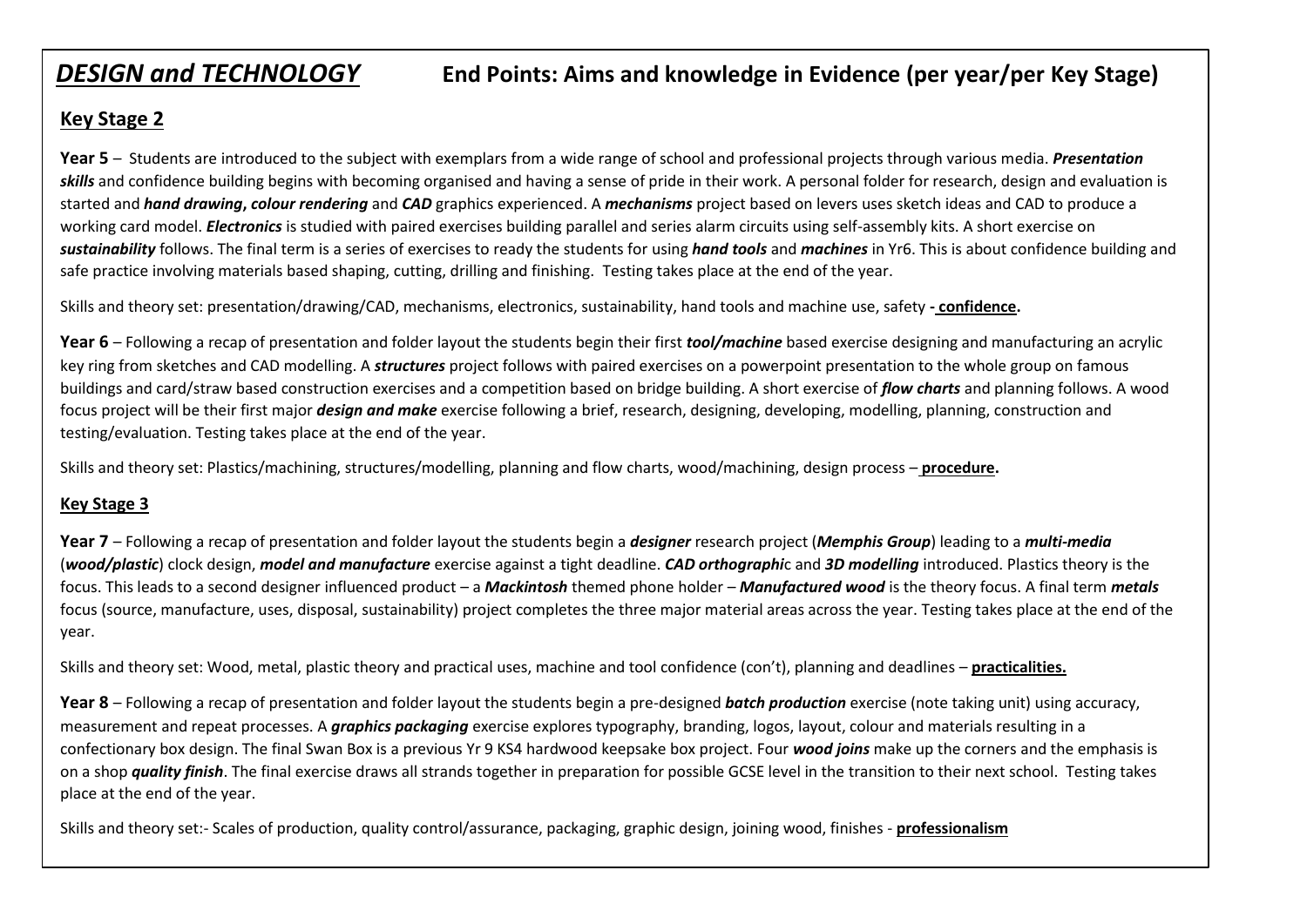# ***DESIGN and TECHNOLOGY*** End Points: Aims and knowledge in Evidence (per year/per Key Stage)

## Key Stage 2

**Year 5** – Students are introduced to the subject with exemplars from a wide range of school and professional projects through various media. ***Presentation skills*** and confidence building begins with becoming organised and having a sense of pride in their work. A personal folder for research, design and evaluation is started and ***hand drawing***, ***colour rendering*** and ***CAD*** graphics experienced. A ***mechanisms*** project based on levers uses sketch ideas and CAD to produce a working card model. ***Electronics*** is studied with paired exercises building parallel and series alarm circuits using self-assembly kits. A short exercise on ***sustainability*** follows. The final term is a series of exercises to ready the students for using ***hand tools*** and ***machines*** in Yr6. This is about confidence building and safe practice involving materials based shaping, cutting, drilling and finishing. Testing takes place at the end of the year.

Skills and theory set: presentation/drawing/CAD, mechanisms, electronics, sustainability, hand tools and machine use, safety **- confidence.**

**Year 6** – Following a recap of presentation and folder layout the students begin their first ***tool/machine*** based exercise designing and manufacturing an acrylic key ring from sketches and CAD modelling. A ***structures*** project follows with paired exercises on a powerpoint presentation to the whole group on famous buildings and card/straw based construction exercises and a competition based on bridge building. A short exercise of ***flow charts*** and planning follows. A wood focus project will be their first major ***design and make*** exercise following a brief, research, designing, developing, modelling, planning, construction and testing/evaluation. Testing takes place at the end of the year.

Skills and theory set: Plastics/machining, structures/modelling, planning and flow charts, wood/machining, design process – **procedure.**

## Key Stage 3

**Year 7** – Following a recap of presentation and folder layout the students begin a ***designer*** research project (***Memphis Group***) leading to a ***multi-media*** (***wood/plastic***) clock design, ***model and manufacture*** exercise against a tight deadline. ***CAD orthographic*** and ***3D modelling*** introduced. Plastics theory is the focus. This leads to a second designer influenced product – a ***Mackintosh*** themed phone holder – ***Manufactured wood*** is the theory focus. A final term ***metals*** focus (source, manufacture, uses, disposal, sustainability) project completes the three major material areas across the year. Testing takes place at the end of the year.

Skills and theory set: Wood, metal, plastic theory and practical uses, machine and tool confidence (con't), planning and deadlines – **practicalities.**

**Year 8** – Following a recap of presentation and folder layout the students begin a pre-designed ***batch production*** exercise (note taking unit) using accuracy, measurement and repeat processes. A ***graphics packaging*** exercise explores typography, branding, logos, layout, colour and materials resulting in a confectionary box design. The final Swan Box is a previous Yr 9 KS4 hardwood keepsake box project. Four ***wood joins*** make up the corners and the emphasis is on a shop ***quality finish***. The final exercise draws all strands together in preparation for possible GCSE level in the transition to their next school. Testing takes place at the end of the year.

Skills and theory set:- Scales of production, quality control/assurance, packaging, graphic design, joining wood, finishes - **professionalism**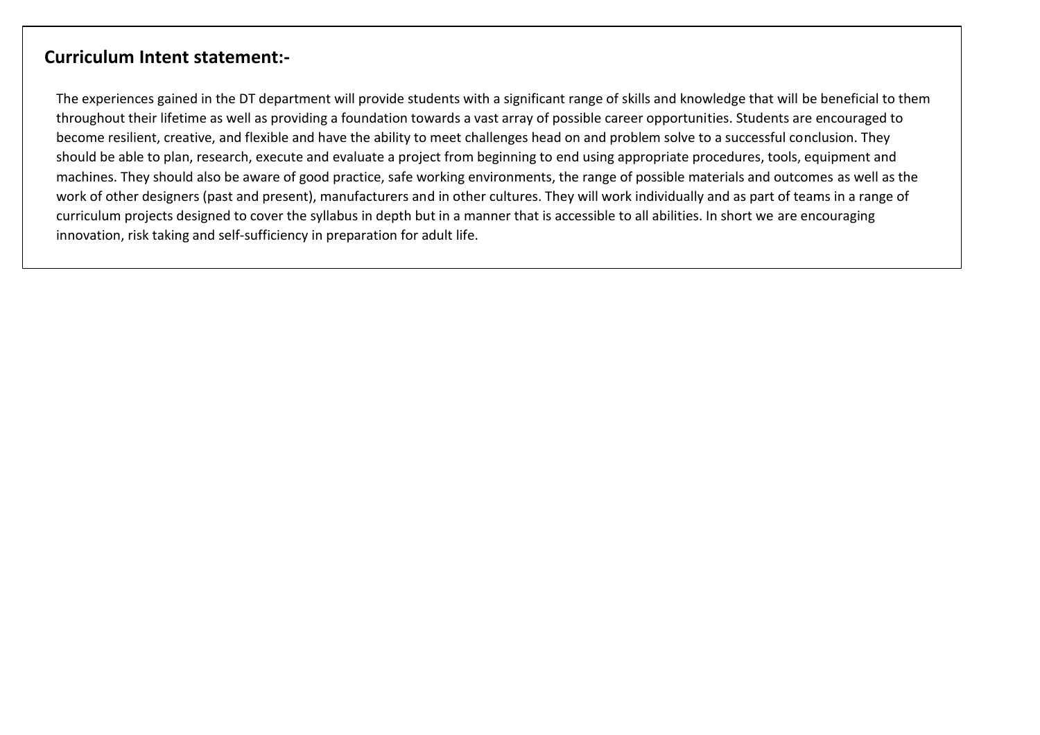**Curriculum Intent statement:-**

The experiences gained in the DT department will provide students with a significant range of skills and knowledge that will be beneficial to them throughout their lifetime as well as providing a foundation towards a vast array of possible career opportunities. Students are encouraged to become resilient, creative, and flexible and have the ability to meet challenges head on and problem solve to a successful conclusion. They should be able to plan, research, execute and evaluate a project from beginning to end using appropriate procedures, tools, equipment and machines. They should also be aware of good practice, safe working environments, the range of possible materials and outcomes as well as the work of other designers (past and present), manufacturers and in other cultures. They will work individually and as part of teams in a range of curriculum projects designed to cover the syllabus in depth but in a manner that is accessible to all abilities. In short we are encouraging innovation, risk taking and self-sufficiency in preparation for adult life.